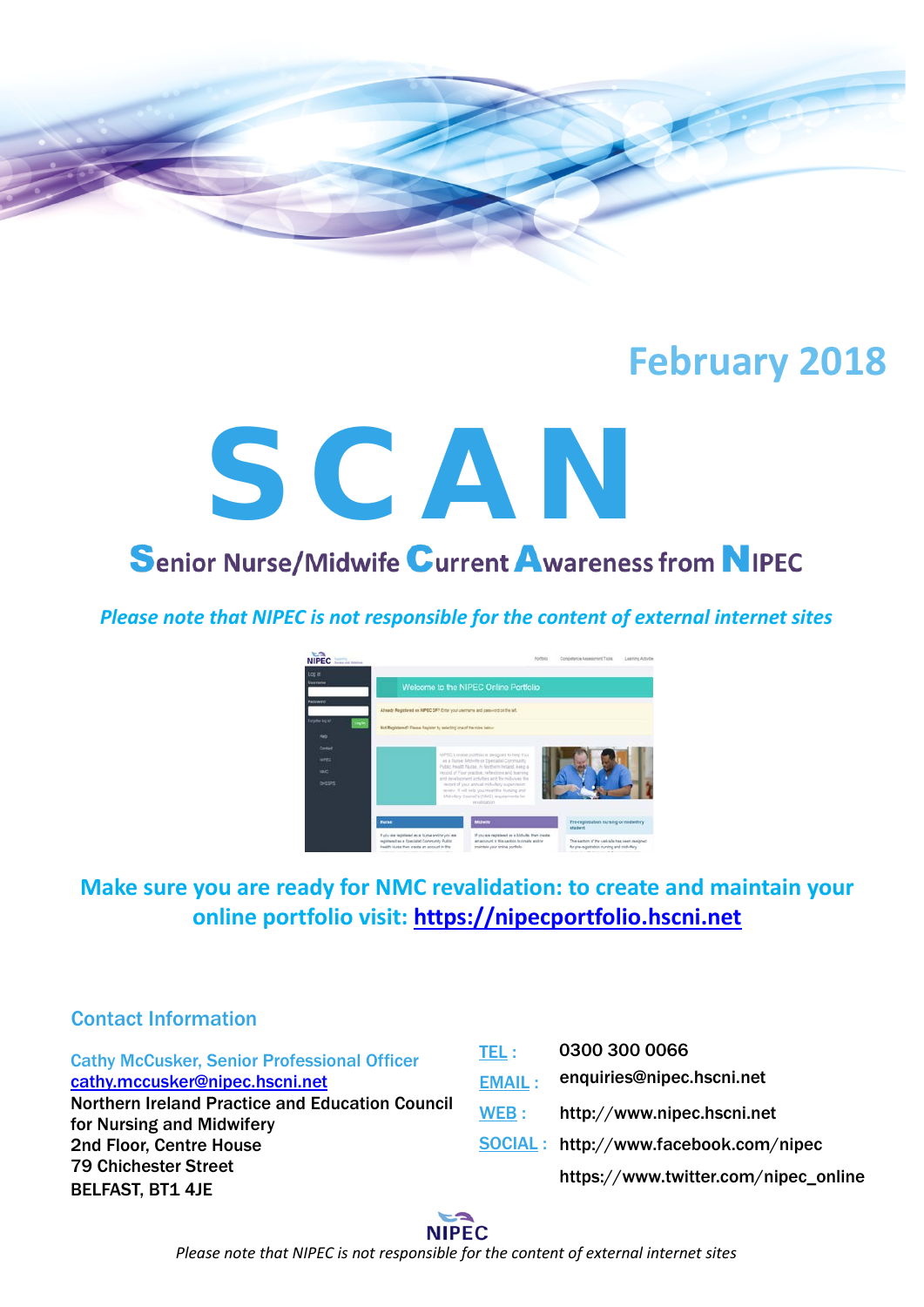February 2018

# SCAN

## Senior Nurse/Midwife Current Awareness from NIPEC

*Please note that NIPEC is not responsible for the content of external internet sites*

**Make sure you are ready for NMC revalidation: to create and maintain your online portfolio visit: https://nipecportfolio.hscni.net**

### Contact Information

Cathy McCusker, Senior Professional Officer
cathy.mccusker@nipec.hscni.net
Northern Ireland Practice and Education Council for Nursing and Midwifery
2nd Floor, Centre House
79 Chichester Street
BELFAST, BT1 4JE

TEL : 0300 300 0066
EMAIL : enquiries@nipec.hscni.net
WEB : http://www.nipec.hscni.net
SOCIAL : http://www.facebook.com/nipec
https://www.twitter.com/nipec_online

NIPEC

*Please note that NIPEC is not responsible for the content of external internet sites*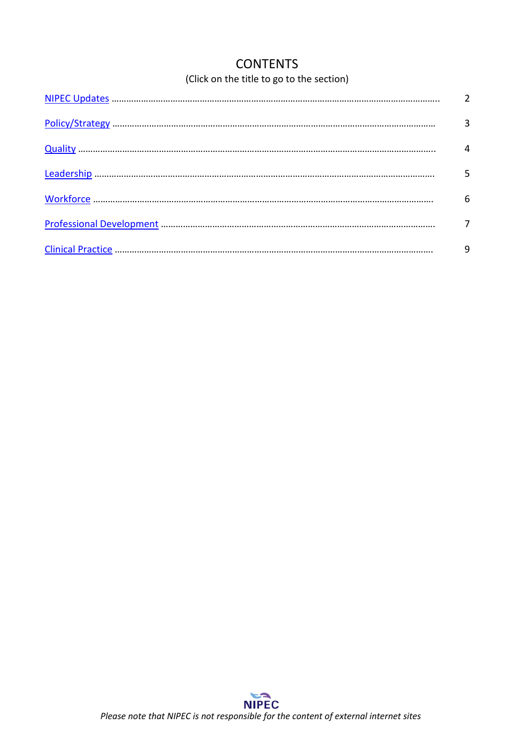# CONTENTS

(Click on the title to go to the section)

| | |
|---|---|
| NIPEC Updates | 2 |
| Policy/Strategy | 3 |
| Quality | 4 |
| Leadership | 5 |
| Workforce | 6 |
| Professional Development | 7 |
| Clinical Practice | 9 |

NIPEC

*Please note that NIPEC is not responsible for the content of external internet sites*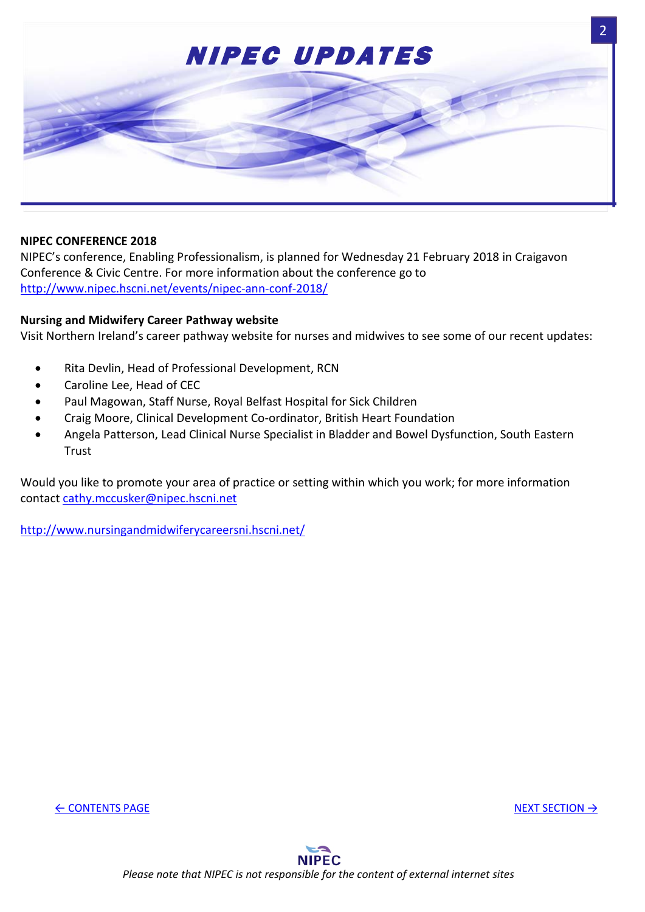# NIPEC UPDATES

**NIPEC CONFERENCE 2018**

NIPEC's conference, Enabling Professionalism, is planned for Wednesday 21 February 2018 in Craigavon Conference & Civic Centre. For more information about the conference go to http://www.nipec.hscni.net/events/nipec-ann-conf-2018/

**Nursing and Midwifery Career Pathway website**

Visit Northern Ireland's career pathway website for nurses and midwives to see some of our recent updates:

- Rita Devlin, Head of Professional Development, RCN
- Caroline Lee, Head of CEC
- Paul Magowan, Staff Nurse, Royal Belfast Hospital for Sick Children
- Craig Moore, Clinical Development Co-ordinator, British Heart Foundation
- Angela Patterson, Lead Clinical Nurse Specialist in Bladder and Bowel Dysfunction, South Eastern Trust

Would you like to promote your area of practice or setting within which you work; for more information contact cathy.mccusker@nipec.hscni.net

http://www.nursingandmidwiferycareersni.hscni.net/

← CONTENTS PAGE NEXT SECTION →

*Please note that NIPEC is not responsible for the content of external internet sites*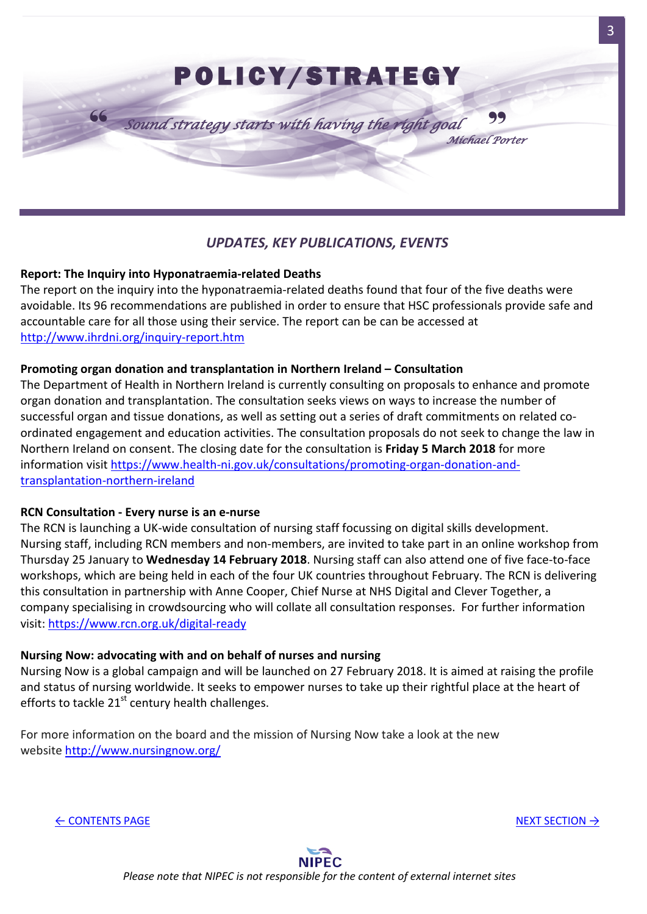# POLICY/STRATEGY

> *"Sound strategy starts with having the right goal"*
> *Michael Porter*

## *UPDATES, KEY PUBLICATIONS, EVENTS*

**Report: The Inquiry into Hyponatraemia-related Deaths**

The report on the inquiry into the hyponatraemia-related deaths found that four of the five deaths were avoidable. Its 96 recommendations are published in order to ensure that HSC professionals provide safe and accountable care for all those using their service. The report can be can be accessed at http://www.ihrdni.org/inquiry-report.htm

**Promoting organ donation and transplantation in Northern Ireland – Consultation**

The Department of Health in Northern Ireland is currently consulting on proposals to enhance and promote organ donation and transplantation. The consultation seeks views on ways to increase the number of successful organ and tissue donations, as well as setting out a series of draft commitments on related co-ordinated engagement and education activities. The consultation proposals do not seek to change the law in Northern Ireland on consent. The closing date for the consultation is **Friday 5 March 2018** for more information visit https://www.health-ni.gov.uk/consultations/promoting-organ-donation-and-transplantation-northern-ireland

**RCN Consultation - Every nurse is an e-nurse**

The RCN is launching a UK-wide consultation of nursing staff focussing on digital skills development. Nursing staff, including RCN members and non-members, are invited to take part in an online workshop from Thursday 25 January to **Wednesday 14 February 2018**. Nursing staff can also attend one of five face-to-face workshops, which are being held in each of the four UK countries throughout February. The RCN is delivering this consultation in partnership with Anne Cooper, Chief Nurse at NHS Digital and Clever Together, a company specialising in crowdsourcing who will collate all consultation responses. For further information visit: https://www.rcn.org.uk/digital-ready

**Nursing Now: advocating with and on behalf of nurses and nursing**

Nursing Now is a global campaign and will be launched on 27 February 2018. It is aimed at raising the profile and status of nursing worldwide. It seeks to empower nurses to take up their rightful place at the heart of efforts to tackle 21st century health challenges.

For more information on the board and the mission of Nursing Now take a look at the new website http://www.nursingnow.org/

← CONTENTS PAGE NEXT SECTION →

*Please note that NIPEC is not responsible for the content of external internet sites*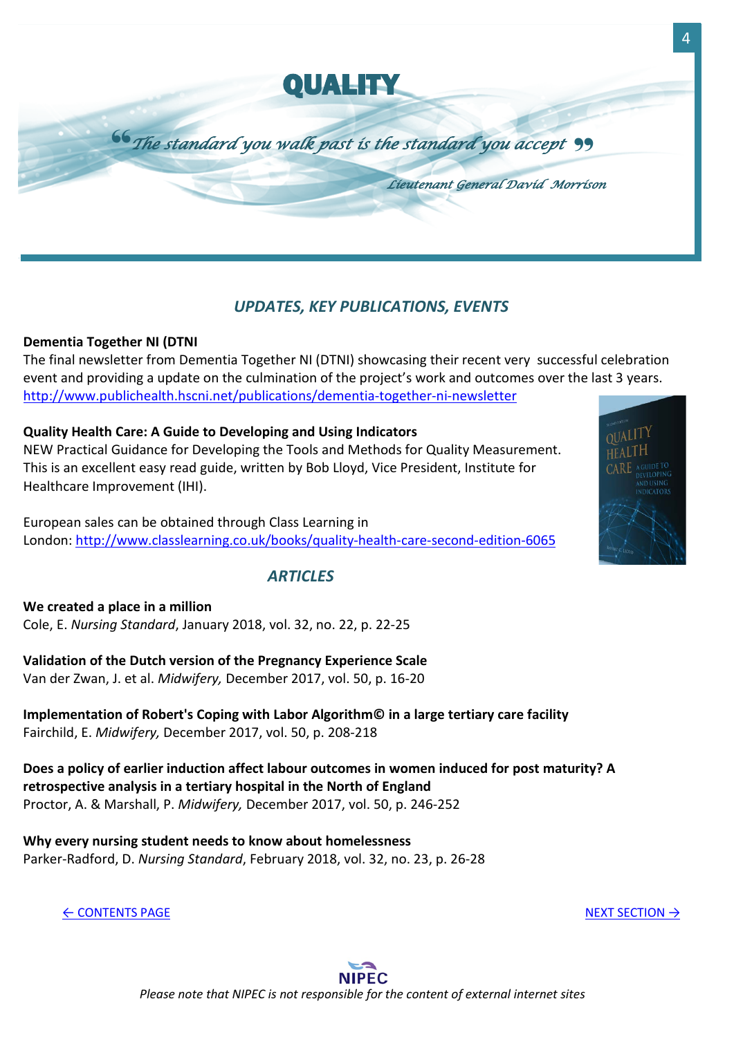# QUALITY

*"The standard you walk past is the standard you accept"*

*Lieutenant General David Morrison*

## *UPDATES, KEY PUBLICATIONS, EVENTS*

**Dementia Together NI (DTNI**

The final newsletter from Dementia Together NI (DTNI) showcasing their recent very successful celebration event and providing a update on the culmination of the project's work and outcomes over the last 3 years.
http://www.publichealth.hscni.net/publications/dementia-together-ni-newsletter

**Quality Health Care: A Guide to Developing and Using Indicators**

NEW Practical Guidance for Developing the Tools and Methods for Quality Measurement. This is an excellent easy read guide, written by Bob Lloyd, Vice President, Institute for Healthcare Improvement (IHI).

European sales can be obtained through Class Learning in London: http://www.classlearning.co.uk/books/quality-health-care-second-edition-6065

## *ARTICLES*

**We created a place in a million**
Cole, E. *Nursing Standard*, January 2018, vol. 32, no. 22, p. 22-25

**Validation of the Dutch version of the Pregnancy Experience Scale**
Van der Zwan, J. et al. *Midwifery,* December 2017, vol. 50, p. 16-20

**Implementation of Robert's Coping with Labor Algorithm© in a large tertiary care facility**
Fairchild, E. *Midwifery,* December 2017, vol. 50, p. 208-218

**Does a policy of earlier induction affect labour outcomes in women induced for post maturity? A retrospective analysis in a tertiary hospital in the North of England**
Proctor, A. & Marshall, P. *Midwifery,* December 2017, vol. 50, p. 246-252

**Why every nursing student needs to know about homelessness**
Parker-Radford, D. *Nursing Standard*, February 2018, vol. 32, no. 23, p. 26-28

← CONTENTS PAGE

NEXT SECTION →

*Please note that NIPEC is not responsible for the content of external internet sites*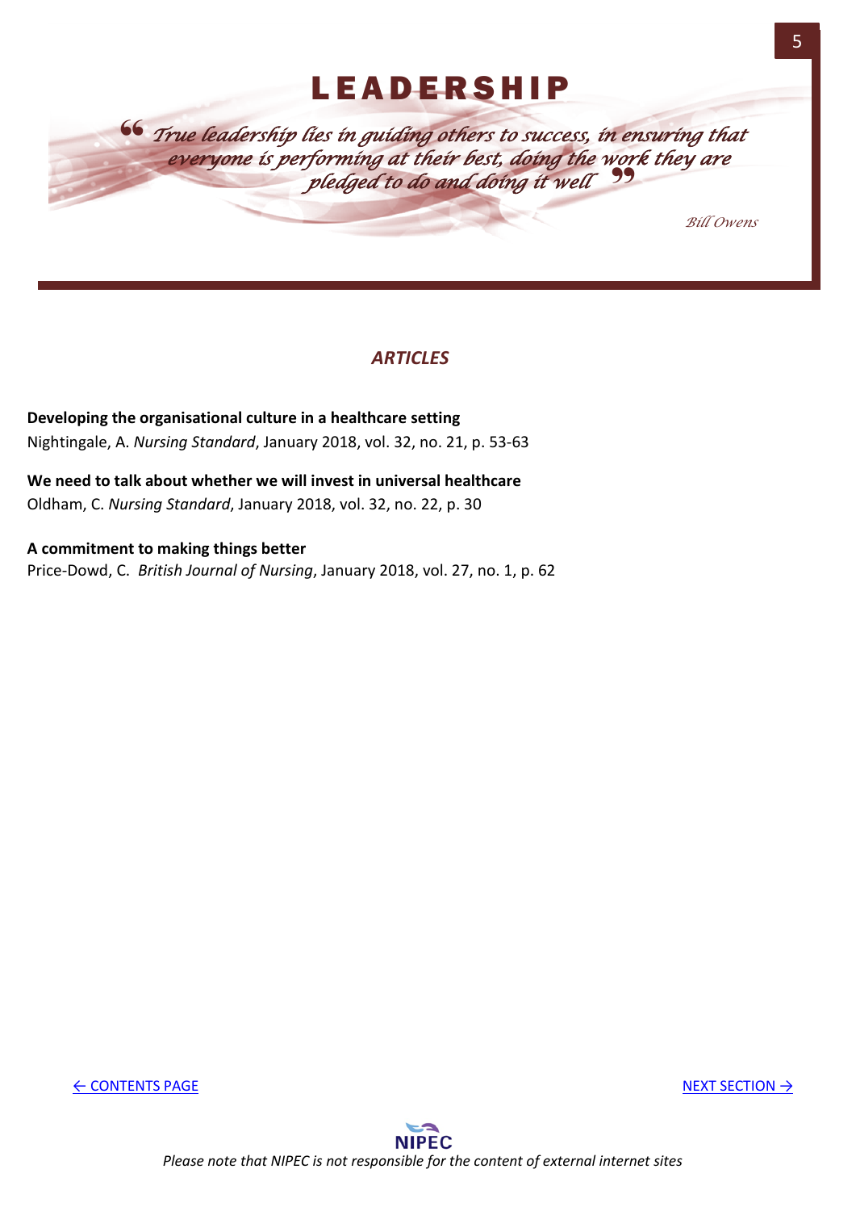# LEADERSHIP

> *True leadership lies in guiding others to success, in ensuring that everyone is performing at their best, doing the work they are pledged to do and doing it well*
>
> *Bill Owens*

## *ARTICLES*

**Developing the organisational culture in a healthcare setting**
Nightingale, A. *Nursing Standard*, January 2018, vol. 32, no. 21, p. 53-63

**We need to talk about whether we will invest in universal healthcare**
Oldham, C. *Nursing Standard*, January 2018, vol. 32, no. 22, p. 30

**A commitment to making things better**
Price-Dowd, C. *British Journal of Nursing*, January 2018, vol. 27, no. 1, p. 62

← CONTENTS PAGE NEXT SECTION →

NIPEC

*Please note that NIPEC is not responsible for the content of external internet sites*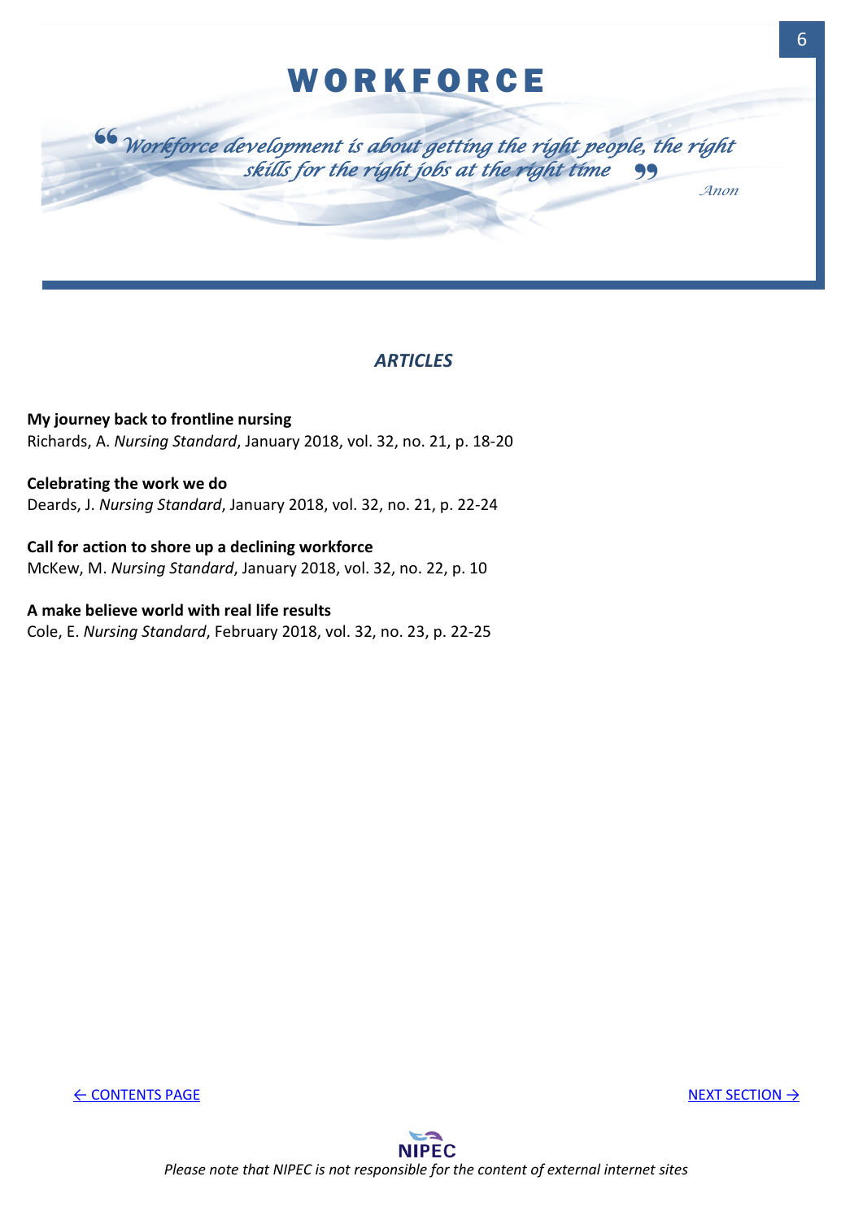# WORKFORCE

> *"Workforce development is about getting the right people, the right skills for the right jobs at the right time"*
>
> *Anon*

## *ARTICLES*

**My journey back to frontline nursing**
Richards, A. *Nursing Standard*, January 2018, vol. 32, no. 21, p. 18-20

**Celebrating the work we do**
Deards, J. *Nursing Standard*, January 2018, vol. 32, no. 21, p. 22-24

**Call for action to shore up a declining workforce**
McKew, M. *Nursing Standard*, January 2018, vol. 32, no. 22, p. 10

**A make believe world with real life results**
Cole, E. *Nursing Standard*, February 2018, vol. 32, no. 23, p. 22-25

← CONTENTS PAGE NEXT SECTION →

*Please note that NIPEC is not responsible for the content of external internet sites*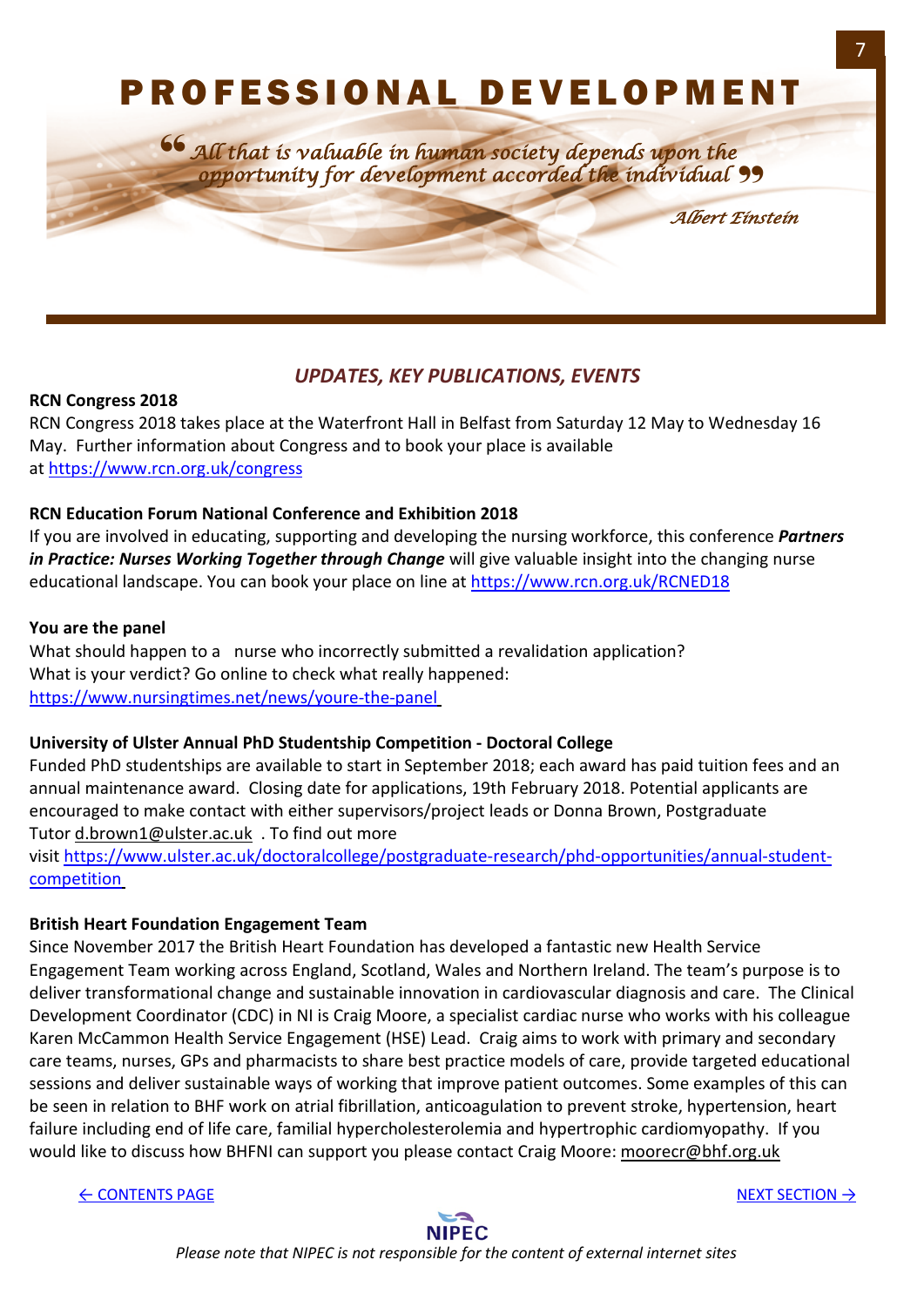# PROFESSIONAL DEVELOPMENT

> “*All that is valuable in human society depends upon the opportunity for development accorded the individual*”
>
> *Albert Einstein*

## *UPDATES, KEY PUBLICATIONS, EVENTS*

**RCN Congress 2018**

RCN Congress 2018 takes place at the Waterfront Hall in Belfast from Saturday 12 May to Wednesday 16 May. Further information about Congress and to book your place is available at https://www.rcn.org.uk/congress

**RCN Education Forum National Conference and Exhibition 2018**

If you are involved in educating, supporting and developing the nursing workforce, this conference ***Partners in Practice: Nurses Working Together through Change*** will give valuable insight into the changing nurse educational landscape. You can book your place on line at https://www.rcn.org.uk/RCNED18

**You are the panel**

What should happen to a nurse who incorrectly submitted a revalidation application?
What is your verdict? Go online to check what really happened:
https://www.nursingtimes.net/news/youre-the-panel

**University of Ulster Annual PhD Studentship Competition - Doctoral College**

Funded PhD studentships are available to start in September 2018; each award has paid tuition fees and an annual maintenance award. Closing date for applications, 19th February 2018. Potential applicants are encouraged to make contact with either supervisors/project leads or Donna Brown, Postgraduate Tutor d.brown1@ulster.ac.uk . To find out more visit https://www.ulster.ac.uk/doctoralcollege/postgraduate-research/phd-opportunities/annual-student-competition

**British Heart Foundation Engagement Team**

Since November 2017 the British Heart Foundation has developed a fantastic new Health Service Engagement Team working across England, Scotland, Wales and Northern Ireland. The team's purpose is to deliver transformational change and sustainable innovation in cardiovascular diagnosis and care. The Clinical Development Coordinator (CDC) in NI is Craig Moore, a specialist cardiac nurse who works with his colleague Karen McCammon Health Service Engagement (HSE) Lead. Craig aims to work with primary and secondary care teams, nurses, GPs and pharmacists to share best practice models of care, provide targeted educational sessions and deliver sustainable ways of working that improve patient outcomes. Some examples of this can be seen in relation to BHF work on atrial fibrillation, anticoagulation to prevent stroke, hypertension, heart failure including end of life care, familial hypercholesterolemia and hypertrophic cardiomyopathy. If you would like to discuss how BHFNI can support you please contact Craig Moore: moorecr@bhf.org.uk

← CONTENTS PAGE NEXT SECTION →

*Please note that NIPEC is not responsible for the content of external internet sites*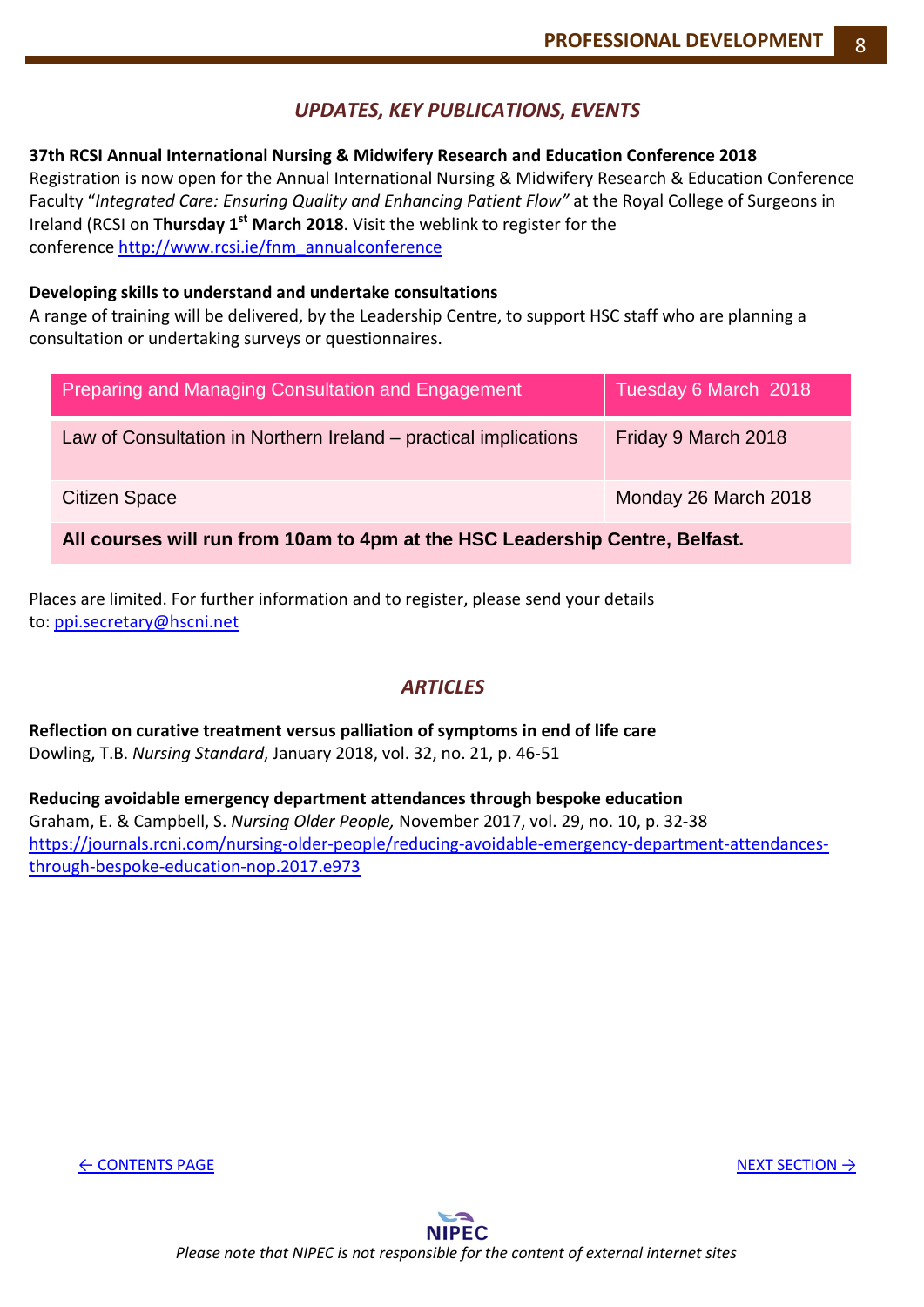## *UPDATES, KEY PUBLICATIONS, EVENTS*

**37th RCSI Annual International Nursing & Midwifery Research and Education Conference 2018**
Registration is now open for the Annual International Nursing & Midwifery Research & Education Conference Faculty "*Integrated Care: Ensuring Quality and Enhancing Patient Flow"* at the Royal College of Surgeons in Ireland (RCSI on **Thursday 1st March 2018**. Visit the weblink to register for the conference http://www.rcsi.ie/fnm_annualconference

**Developing skills to understand and undertake consultations**
A range of training will be delivered, by the Leadership Centre, to support HSC staff who are planning a consultation or undertaking surveys or questionnaires.

| Preparing and Managing Consultation and Engagement | Tuesday 6 March 2018 |
|---|---|
| Law of Consultation in Northern Ireland – practical implications | Friday 9 March 2018 |
| Citizen Space | Monday 26 March 2018 |
| **All courses will run from 10am to 4pm at the HSC Leadership Centre, Belfast.** | |

Places are limited. For further information and to register, please send your details to: ppi.secretary@hscni.net

## *ARTICLES*

**Reflection on curative treatment versus palliation of symptoms in end of life care**
Dowling, T.B. *Nursing Standard*, January 2018, vol. 32, no. 21, p. 46-51

**Reducing avoidable emergency department attendances through bespoke education**
Graham, E. & Campbell, S. *Nursing Older People,* November 2017, vol. 29, no. 10, p. 32-38
https://journals.rcni.com/nursing-older-people/reducing-avoidable-emergency-department-attendances-through-bespoke-education-nop.2017.e973

← CONTENTS PAGE    NEXT SECTION →

*Please note that NIPEC is not responsible for the content of external internet sites*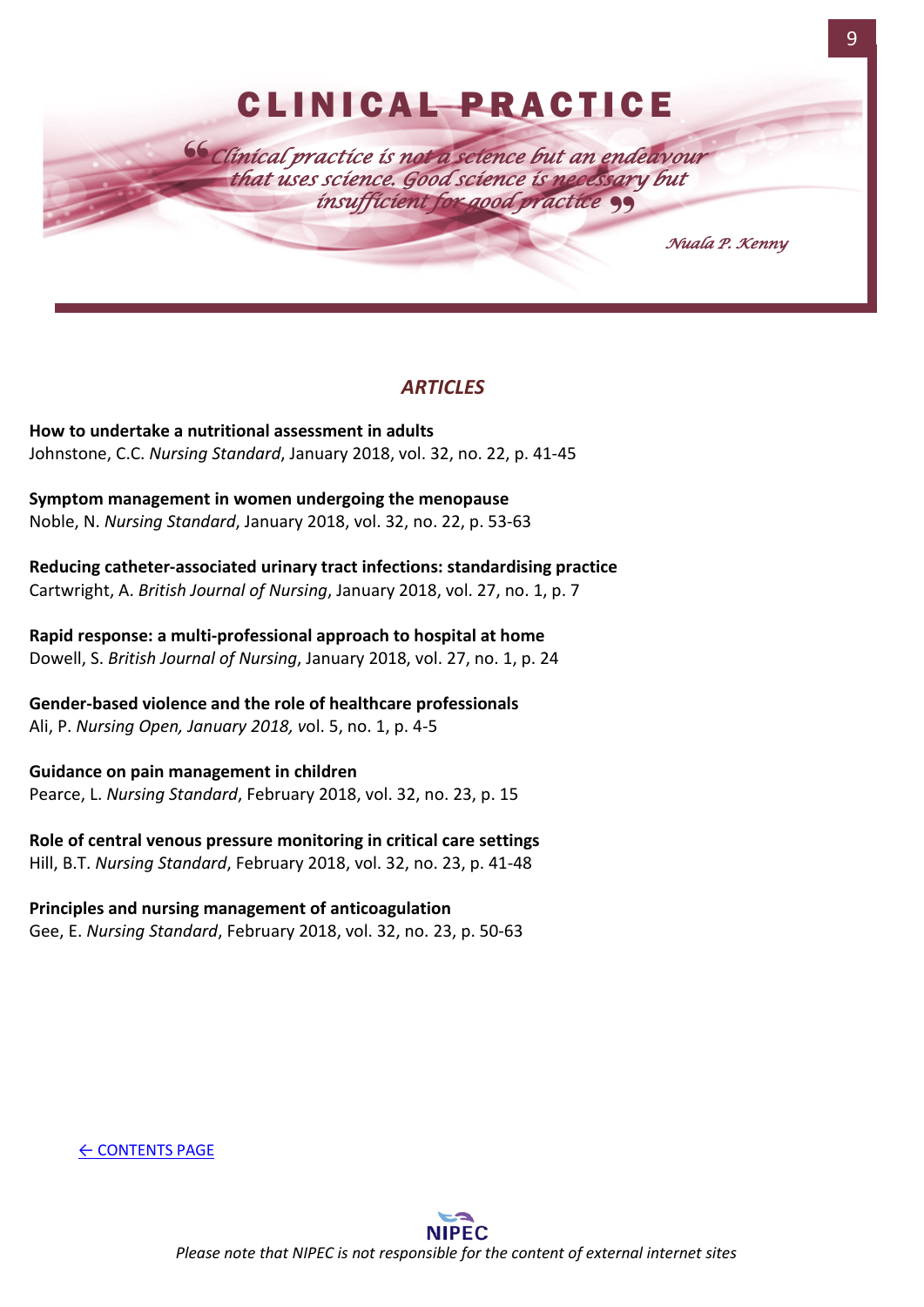# CLINICAL PRACTICE

*"Clinical practice is not a science but an endeavour that uses science. Good science is necessary but insufficient for good practice"*

*Nuala P. Kenny*

## *ARTICLES*

**How to undertake a nutritional assessment in adults**
Johnstone, C.C. *Nursing Standard*, January 2018, vol. 32, no. 22, p. 41-45

**Symptom management in women undergoing the menopause**
Noble, N. *Nursing Standard*, January 2018, vol. 32, no. 22, p. 53-63

**Reducing catheter-associated urinary tract infections: standardising practice**
Cartwright, A. *British Journal of Nursing*, January 2018, vol. 27, no. 1, p. 7

**Rapid response: a multi-professional approach to hospital at home**
Dowell, S. *British Journal of Nursing*, January 2018, vol. 27, no. 1, p. 24

**Gender-based violence and the role of healthcare professionals**
Ali, P. *Nursing Open, January 2018,* vol. 5, no. 1, p. 4-5

**Guidance on pain management in children**
Pearce, L. *Nursing Standard*, February 2018, vol. 32, no. 23, p. 15

**Role of central venous pressure monitoring in critical care settings**
Hill, B.T. *Nursing Standard*, February 2018, vol. 32, no. 23, p. 41-48

**Principles and nursing management of anticoagulation**
Gee, E. *Nursing Standard*, February 2018, vol. 32, no. 23, p. 50-63

← CONTENTS PAGE

NIPEC

*Please note that NIPEC is not responsible for the content of external internet sites*